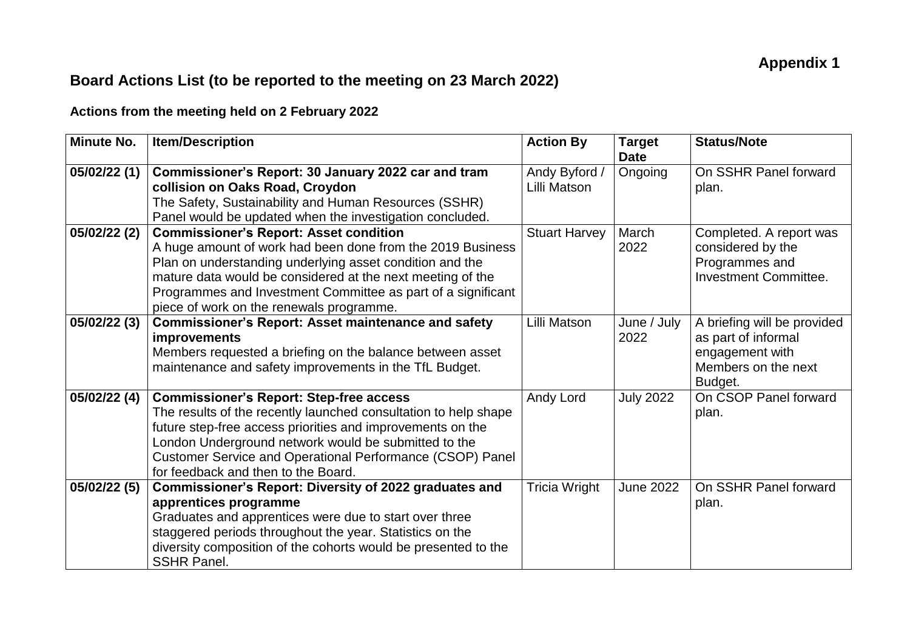**Appendix 1**

# Board Actions List (to be reported to the meeting on 23 March 2022)

### Actions from the meeting held on 2 February 2022

| Minute No. | Item/Description | Action By | Target Date | Status/Note |
|---|---|---|---|---|
| 05/02/22 (1) | **Commissioner's Report: 30 January 2022 car and tram collision on Oaks Road, Croydon** The Safety, Sustainability and Human Resources (SSHR) Panel would be updated when the investigation concluded. | Andy Byford / Lilli Matson | Ongoing | On SSHR Panel forward plan. |
| 05/02/22 (2) | **Commissioner's Report: Asset condition** A huge amount of work had been done from the 2019 Business Plan on understanding underlying asset condition and the mature data would be considered at the next meeting of the Programmes and Investment Committee as part of a significant piece of work on the renewals programme. | Stuart Harvey | March 2022 | Completed. A report was considered by the Programmes and Investment Committee. |
| 05/02/22 (3) | **Commissioner's Report: Asset maintenance and safety improvements** Members requested a briefing on the balance between asset maintenance and safety improvements in the TfL Budget. | Lilli Matson | June / July 2022 | A briefing will be provided as part of informal engagement with Members on the next Budget. |
| 05/02/22 (4) | **Commissioner's Report: Step-free access** The results of the recently launched consultation to help shape future step-free access priorities and improvements on the London Underground network would be submitted to the Customer Service and Operational Performance (CSOP) Panel for feedback and then to the Board. | Andy Lord | July 2022 | On CSOP Panel forward plan. |
| 05/02/22 (5) | **Commissioner's Report: Diversity of 2022 graduates and apprentices programme** Graduates and apprentices were due to start over three staggered periods throughout the year. Statistics on the diversity composition of the cohorts would be presented to the SSHR Panel. | Tricia Wright | June 2022 | On SSHR Panel forward plan. |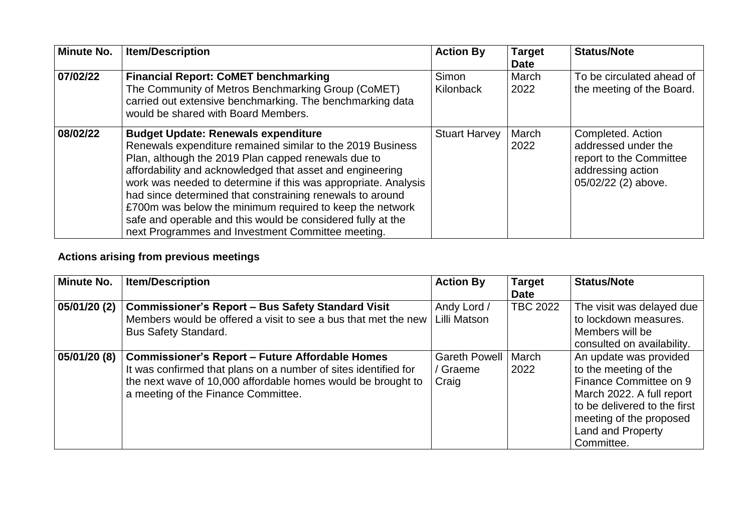| Minute No. | Item/Description | Action By | Target Date | Status/Note |
| --- | --- | --- | --- | --- |
| 07/02/22 | **Financial Report: CoMET benchmarking**<br>The Community of Metros Benchmarking Group (CoMET) carried out extensive benchmarking. The benchmarking data would be shared with Board Members. | Simon Kilonback | March 2022 | To be circulated ahead of the meeting of the Board. |
| 08/02/22 | **Budget Update: Renewals expenditure**<br>Renewals expenditure remained similar to the 2019 Business Plan, although the 2019 Plan capped renewals due to affordability and acknowledged that asset and engineering work was needed to determine if this was appropriate. Analysis had since determined that constraining renewals to around £700m was below the minimum required to keep the network safe and operable and this would be considered fully at the next Programmes and Investment Committee meeting. | Stuart Harvey | March 2022 | Completed. Action addressed under the report to the Committee addressing action 05/02/22 (2) above. |

**Actions arising from previous meetings**

| Minute No. | Item/Description | Action By | Target Date | Status/Note |
| --- | --- | --- | --- | --- |
| 05/01/20 (2) | **Commissioner's Report – Bus Safety Standard Visit**<br>Members would be offered a visit to see a bus that met the new Bus Safety Standard. | Andy Lord / Lilli Matson | TBC 2022 | The visit was delayed due to lockdown measures. Members will be consulted on availability. |
| 05/01/20 (8) | **Commissioner's Report – Future Affordable Homes**<br>It was confirmed that plans on a number of sites identified for the next wave of 10,000 affordable homes would be brought to a meeting of the Finance Committee. | Gareth Powell / Graeme Craig | March 2022 | An update was provided to the meeting of the Finance Committee on 9 March 2022. A full report to be delivered to the first meeting of the proposed Land and Property Committee. |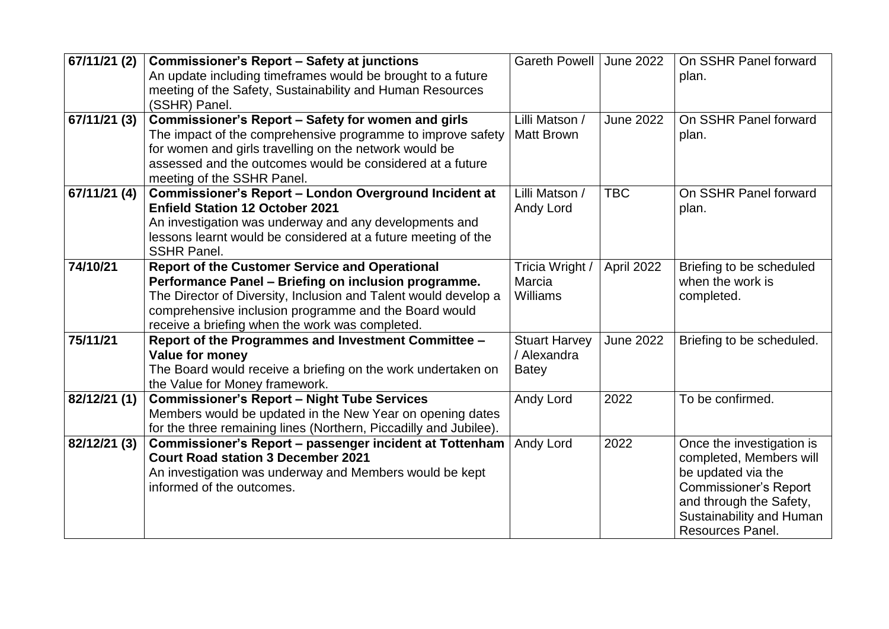| | | | | |
|---|---|---|---|---|
| 67/11/21 (2) | **Commissioner's Report – Safety at junctions**<br>An update including timeframes would be brought to a future meeting of the Safety, Sustainability and Human Resources (SSHR) Panel. | Gareth Powell | June 2022 | On SSHR Panel forward plan. |
| 67/11/21 (3) | **Commissioner's Report – Safety for women and girls**<br>The impact of the comprehensive programme to improve safety for women and girls travelling on the network would be assessed and the outcomes would be considered at a future meeting of the SSHR Panel. | Lilli Matson / Matt Brown | June 2022 | On SSHR Panel forward plan. |
| 67/11/21 (4) | **Commissioner's Report – London Overground Incident at Enfield Station 12 October 2021**<br>An investigation was underway and any developments and lessons learnt would be considered at a future meeting of the SSHR Panel. | Lilli Matson / Andy Lord | TBC | On SSHR Panel forward plan. |
| 74/10/21 | **Report of the Customer Service and Operational Performance Panel – Briefing on inclusion programme.**<br>The Director of Diversity, Inclusion and Talent would develop a comprehensive inclusion programme and the Board would receive a briefing when the work was completed. | Tricia Wright / Marcia Williams | April 2022 | Briefing to be scheduled when the work is completed. |
| 75/11/21 | **Report of the Programmes and Investment Committee – Value for money**<br>The Board would receive a briefing on the work undertaken on the Value for Money framework. | Stuart Harvey / Alexandra Batey | June 2022 | Briefing to be scheduled. |
| 82/12/21 (1) | **Commissioner's Report – Night Tube Services**<br>Members would be updated in the New Year on opening dates for the three remaining lines (Northern, Piccadilly and Jubilee). | Andy Lord | 2022 | To be confirmed. |
| 82/12/21 (3) | **Commissioner's Report – passenger incident at Tottenham Court Road station 3 December 2021**<br>An investigation was underway and Members would be kept informed of the outcomes. | Andy Lord | 2022 | Once the investigation is completed, Members will be updated via the Commissioner's Report and through the Safety, Sustainability and Human Resources Panel. |